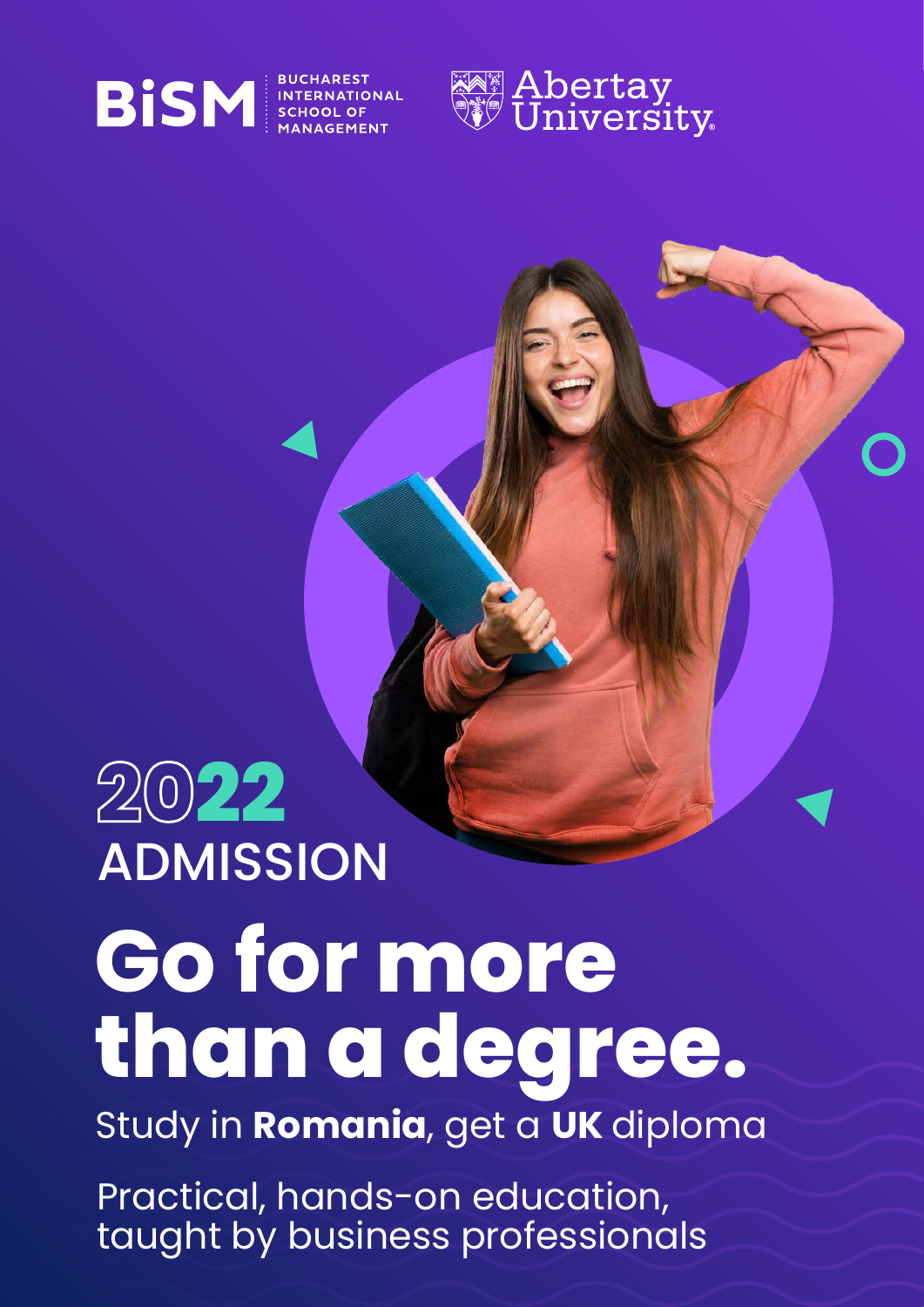BiSM BUCHAREST INTERNATIONAL SCHOOL OF MANAGEMENT

Abertay University

2022

ADMISSION

# Go for more than a degree.

Study in **Romania**, get a **UK** diploma

Practical, hands-on education, taught by business professionals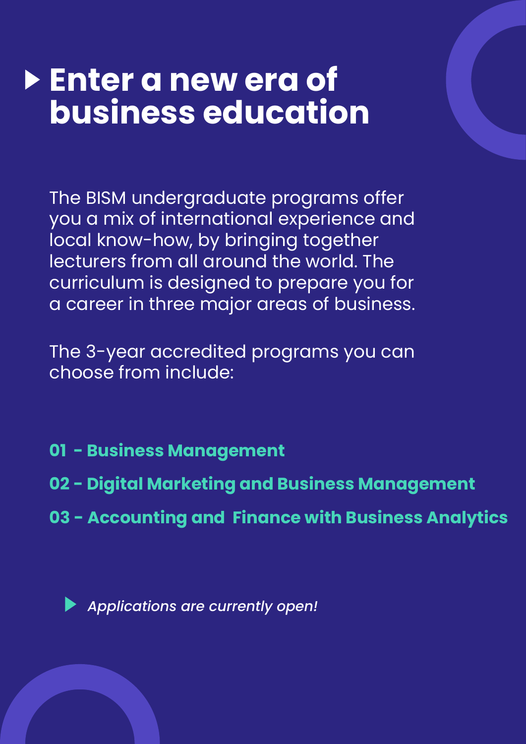# Enter a new era of business education

The BISM undergraduate programs offer you a mix of international experience and local know-how, by bringing together lecturers from all around the world. The curriculum is designed to prepare you for a career in three major areas of business.

The 3-year accredited programs you can choose from include:

**01 - Business Management**

**02 - Digital Marketing and Business Management**

**03 - Accounting and Finance with Business Analytics**

*Applications are currently open!*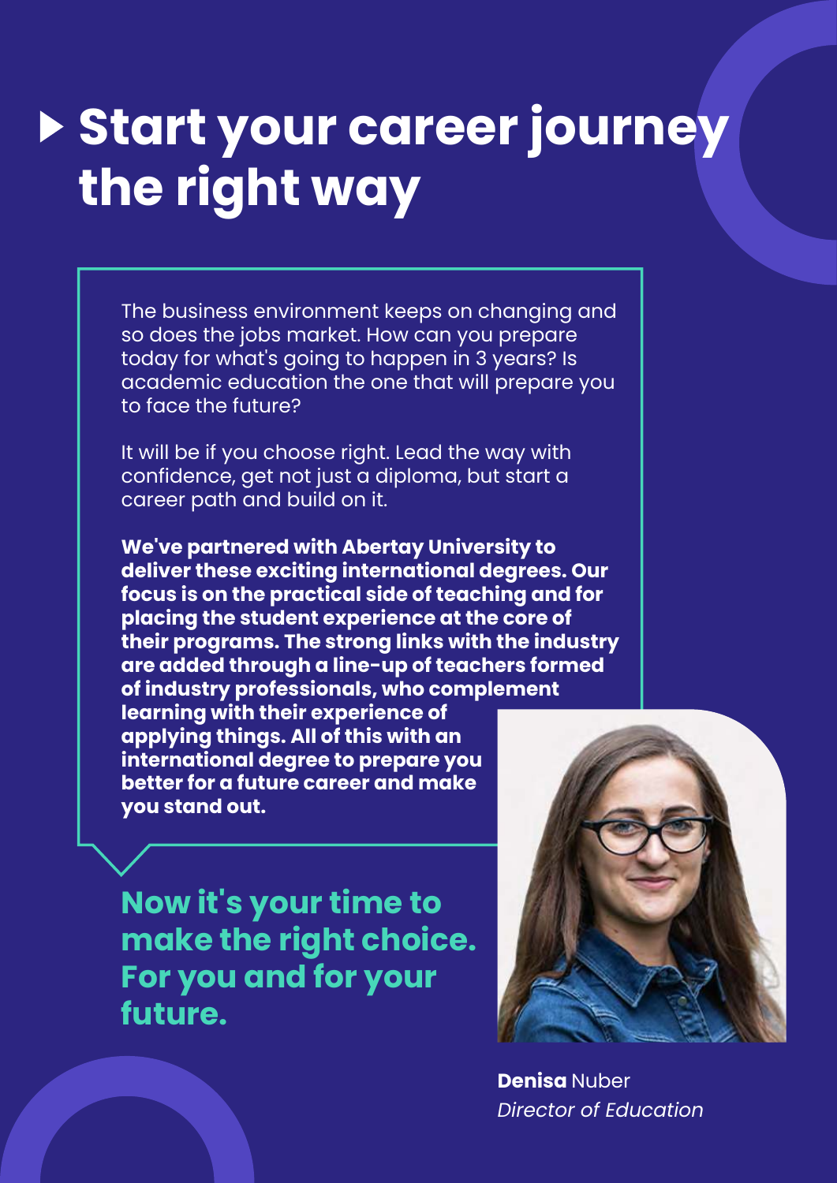# Start your career journey the right way

The business environment keeps on changing and so does the jobs market. How can you prepare today for what's going to happen in 3 years? Is academic education the one that will prepare you to face the future?

It will be if you choose right. Lead the way with confidence, get not just a diploma, but start a career path and build on it.

**We've partnered with Abertay University to deliver these exciting international degrees. Our focus is on the practical side of teaching and for placing the student experience at the core of their programs. The strong links with the industry are added through a line-up of teachers formed of industry professionals, who complement learning with their experience of applying things. All of this with an international degree to prepare you better for a future career and make you stand out.**

**Now it's your time to make the right choice. For you and for your future.**

**Denisa** Nuber
*Director of Education*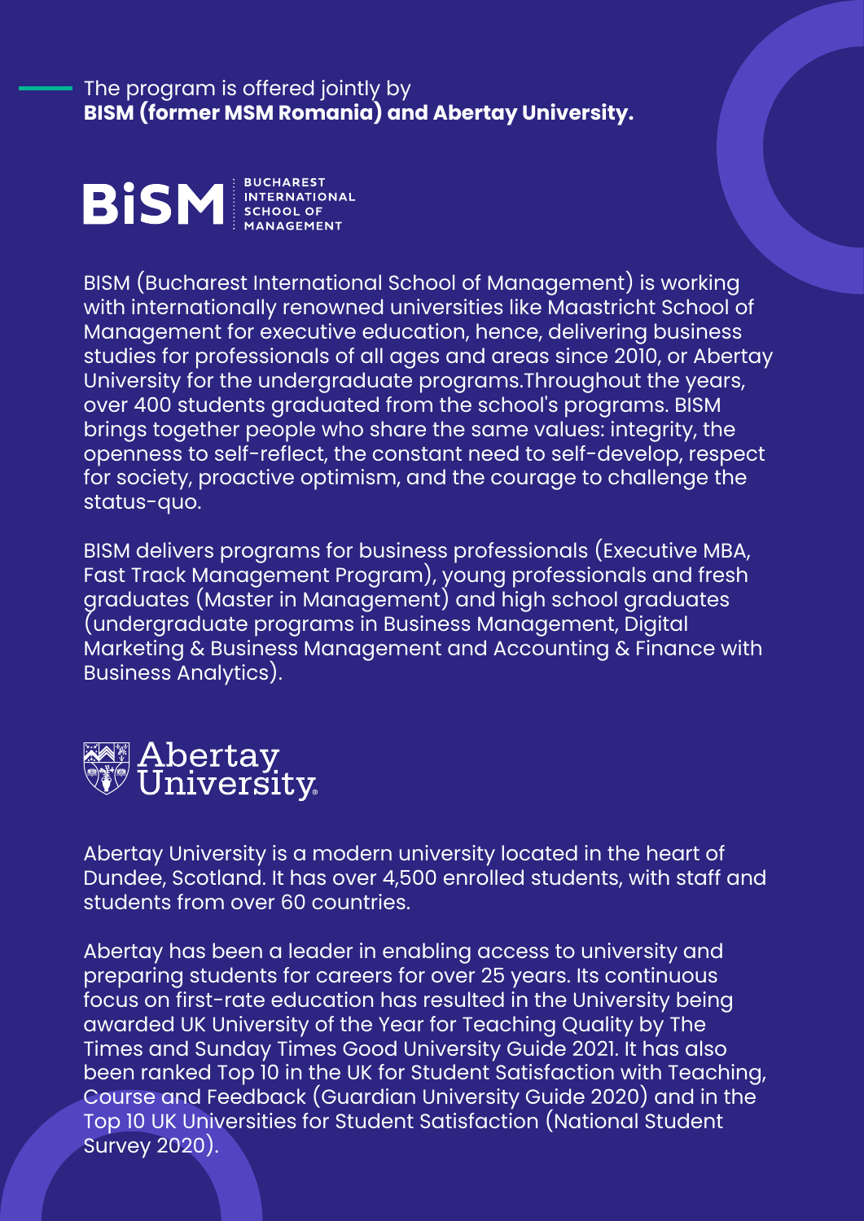The program is offered jointly by
**BISM (former MSM Romania) and Abertay University.**

## BiSM — BUCHAREST INTERNATIONAL SCHOOL OF MANAGEMENT

BISM (Bucharest International School of Management) is working with internationally renowned universities like Maastricht School of Management for executive education, hence, delivering business studies for professionals of all ages and areas since 2010, or Abertay University for the undergraduate programs.Throughout the years, over 400 students graduated from the school's programs. BISM brings together people who share the same values: integrity, the openness to self-reflect, the constant need to self-develop, respect for society, proactive optimism, and the courage to challenge the status-quo.

BISM delivers programs for business professionals (Executive MBA, Fast Track Management Program), young professionals and fresh graduates (Master in Management) and high school graduates (undergraduate programs in Business Management, Digital Marketing & Business Management and Accounting & Finance with Business Analytics).

## Abertay University

Abertay University is a modern university located in the heart of Dundee, Scotland. It has over 4,500 enrolled students, with staff and students from over 60 countries.

Abertay has been a leader in enabling access to university and preparing students for careers for over 25 years. Its continuous focus on first-rate education has resulted in the University being awarded UK University of the Year for Teaching Quality by The Times and Sunday Times Good University Guide 2021. It has also been ranked Top 10 in the UK for Student Satisfaction with Teaching, Course and Feedback (Guardian University Guide 2020) and in the Top 10 UK Universities for Student Satisfaction (National Student Survey 2020).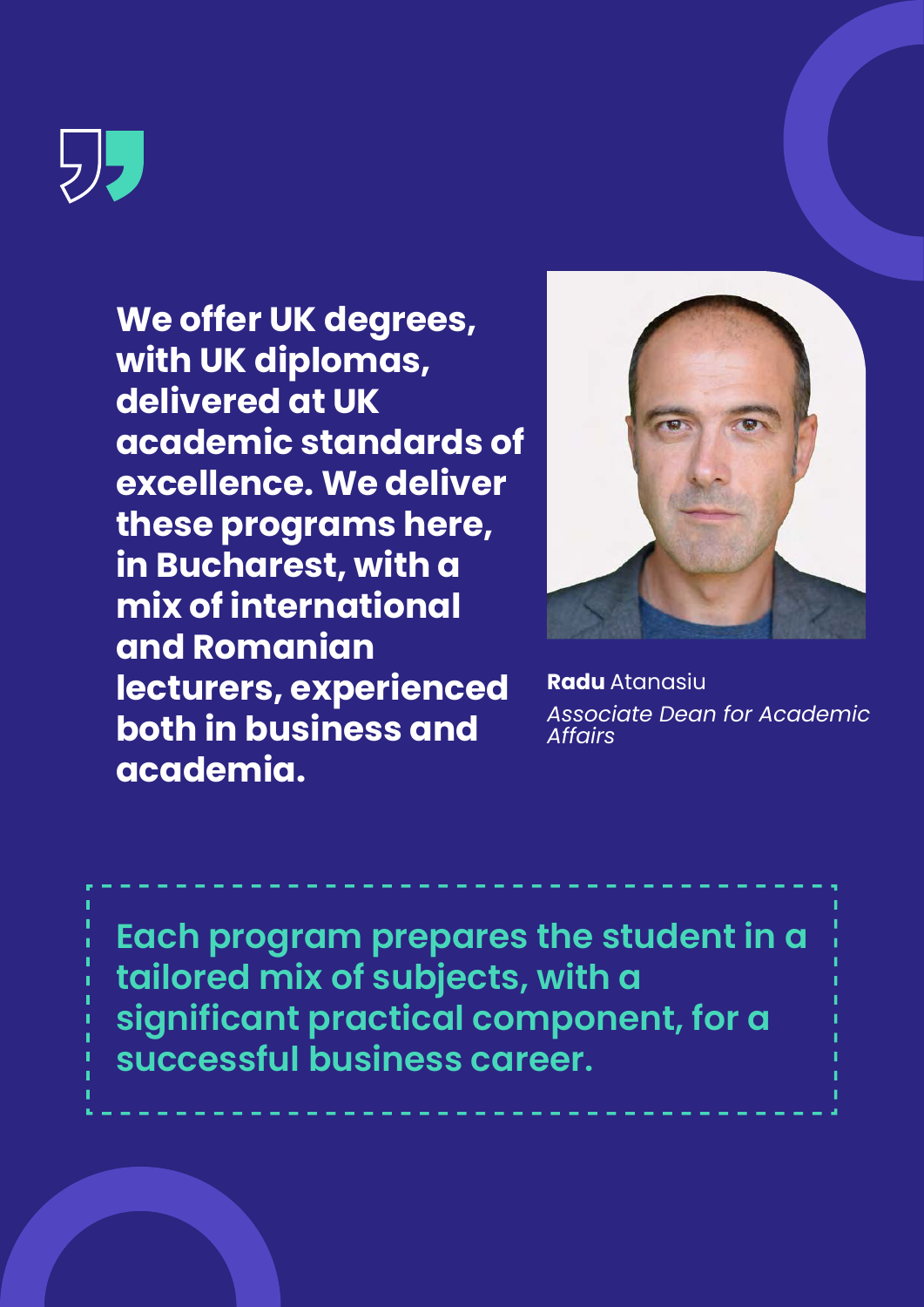**We offer UK degrees, with UK diplomas, delivered at UK academic standards of excellence. We deliver these programs here, in Bucharest, with a mix of international and Romanian lecturers, experienced both in business and academia.**

**Radu** Atanasiu
*Associate Dean for Academic Affairs*

**Each program prepares the student in a tailored mix of subjects, with a significant practical component, for a successful business career.**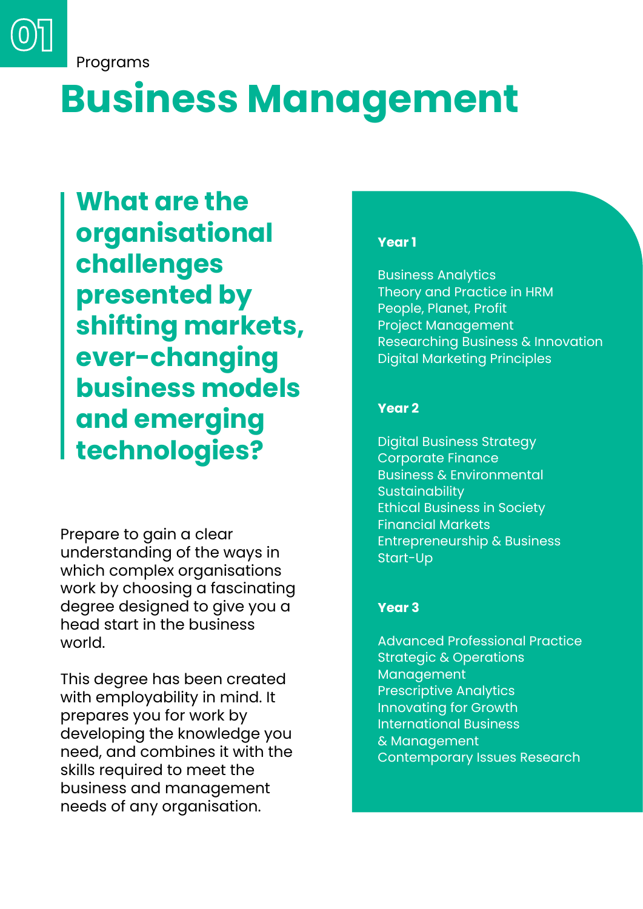01

Programs

# Business Management

## What are the organisational challenges presented by shifting markets, ever-changing business models and emerging technologies?

Prepare to gain a clear understanding of the ways in which complex organisations work by choosing a fascinating degree designed to give you a head start in the business world.

This degree has been created with employability in mind. It prepares you for work by developing the knowledge you need, and combines it with the skills required to meet the business and management needs of any organisation.

**Year 1**

- Business Analytics
- Theory and Practice in HRM
- People, Planet, Profit
- Project Management
- Researching Business & Innovation
- Digital Marketing Principles

**Year 2**

- Digital Business Strategy
- Corporate Finance
- Business & Environmental Sustainability
- Ethical Business in Society
- Financial Markets
- Entrepreneurship & Business Start-Up

**Year 3**

- Advanced Professional Practice
- Strategic & Operations Management
- Prescriptive Analytics
- Innovating for Growth
- International Business & Management
- Contemporary Issues Research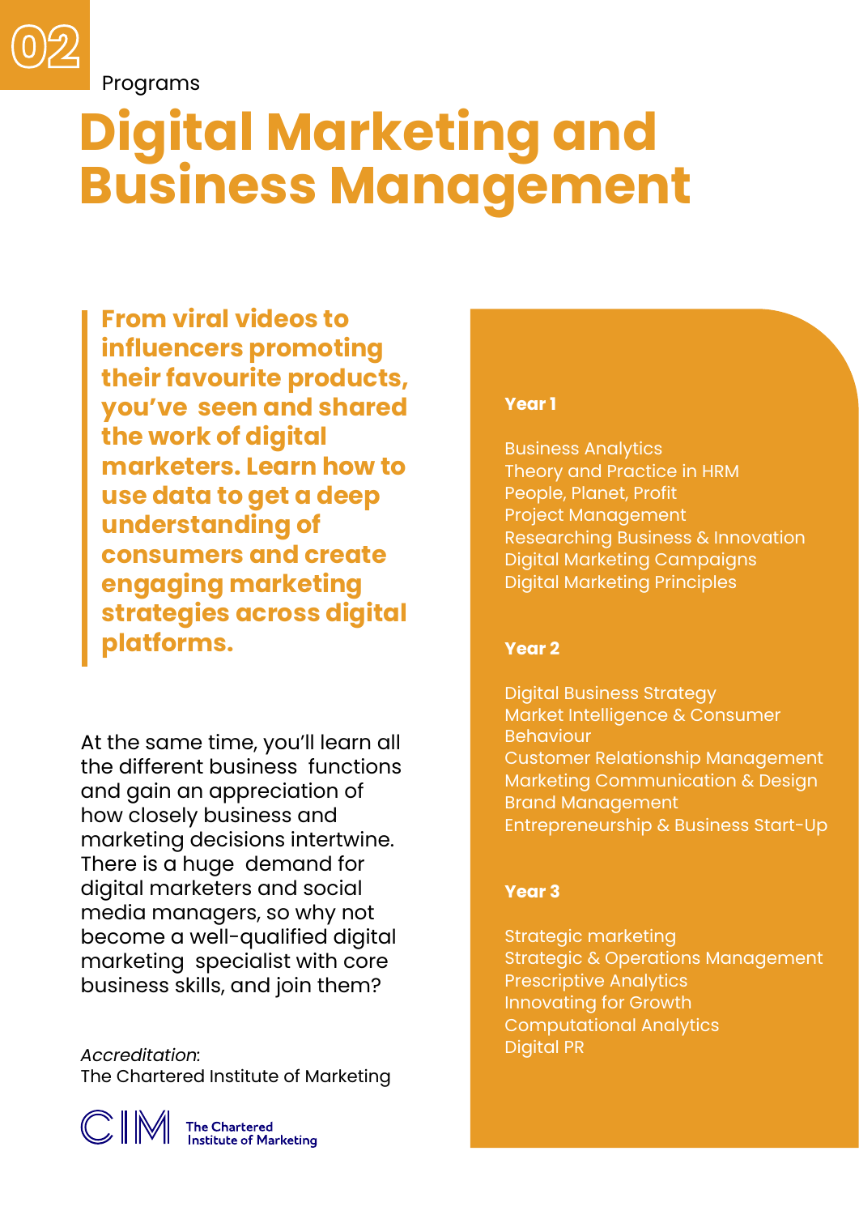02

Programs

# Digital Marketing and Business Management

**From viral videos to influencers promoting their favourite products, you've seen and shared the work of digital marketers. Learn how to use data to get a deep understanding of consumers and create engaging marketing strategies across digital platforms.**

At the same time, you'll learn all the different business functions and gain an appreciation of how closely business and marketing decisions intertwine. There is a huge demand for digital marketers and social media managers, so why not become a well-qualified digital marketing specialist with core business skills, and join them?

*Accreditation*:
The Chartered Institute of Marketing

CIM The Chartered Institute of Marketing

**Year 1**

- Business Analytics
- Theory and Practice in HRM
- People, Planet, Profit
- Project Management
- Researching Business & Innovation
- Digital Marketing Campaigns
- Digital Marketing Principles

**Year 2**

- Digital Business Strategy
- Market Intelligence & Consumer Behaviour
- Customer Relationship Management
- Marketing Communication & Design
- Brand Management
- Entrepreneurship & Business Start-Up

**Year 3**

- Strategic marketing
- Strategic & Operations Management
- Prescriptive Analytics
- Innovating for Growth
- Computational Analytics
- Digital PR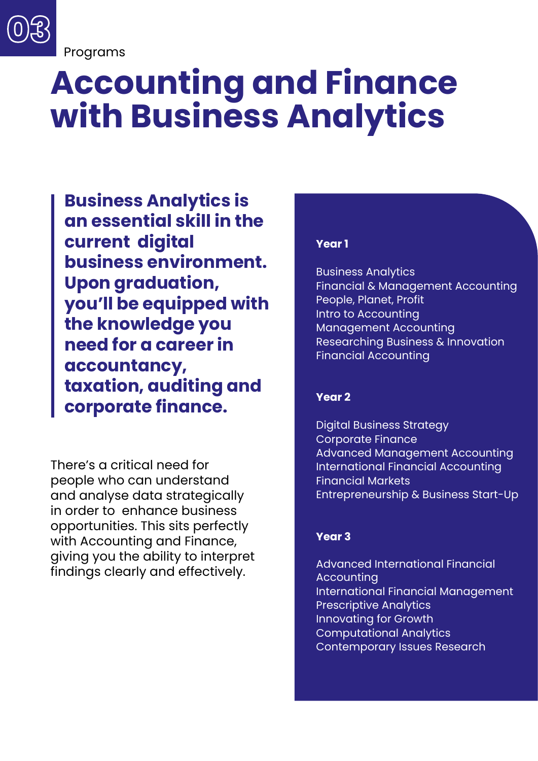03

Programs

# Accounting and Finance with Business Analytics

**Business Analytics is an essential skill in the current digital business environment. Upon graduation, you'll be equipped with the knowledge you need for a career in accountancy, taxation, auditing and corporate finance.**

There's a critical need for people who can understand and analyse data strategically in order to enhance business opportunities. This sits perfectly with Accounting and Finance, giving you the ability to interpret findings clearly and effectively.

**Year 1**

Business Analytics
Financial & Management Accounting
People, Planet, Profit
Intro to Accounting
Management Accounting
Researching Business & Innovation
Financial Accounting

**Year 2**

Digital Business Strategy
Corporate Finance
Advanced Management Accounting
International Financial Accounting
Financial Markets
Entrepreneurship & Business Start-Up

**Year 3**

Advanced International Financial Accounting
International Financial Management
Prescriptive Analytics
Innovating for Growth
Computational Analytics
Contemporary Issues Research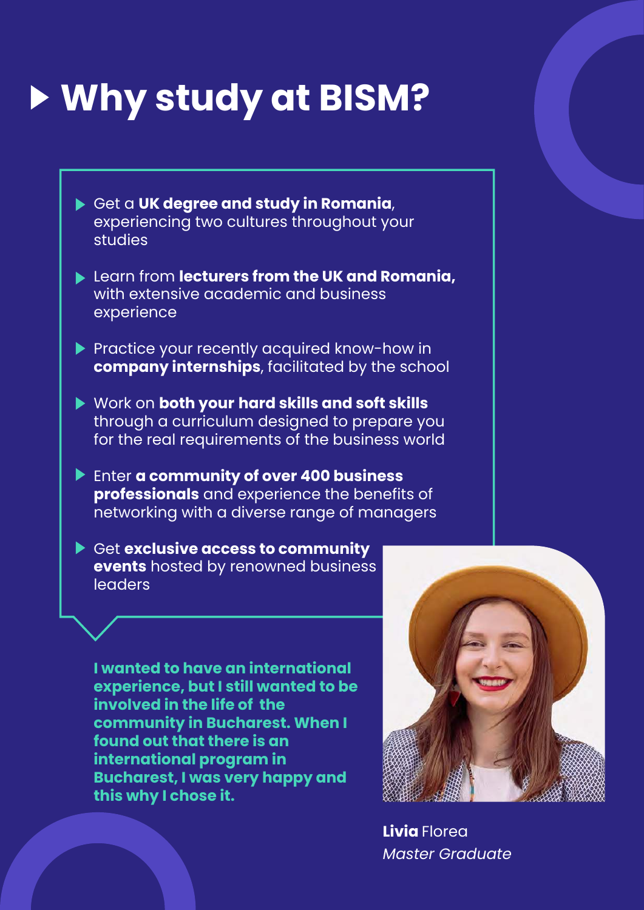# Why study at BISM?

- Get a **UK degree and study in Romania**, experiencing two cultures throughout your studies
- Learn from **lecturers from the UK and Romania,** with extensive academic and business experience
- Practice your recently acquired know-how in **company internships**, facilitated by the school
- Work on **both your hard skills and soft skills** through a curriculum designed to prepare you for the real requirements of the business world
- Enter **a community of over 400 business professionals** and experience the benefits of networking with a diverse range of managers
- Get **exclusive access to community events** hosted by renowned business leaders

**I wanted to have an international experience, but I still wanted to be involved in the life of the community in Bucharest. When I found out that there is an international program in Bucharest, I was very happy and this why I chose it.**

**Livia** Florea
*Master Graduate*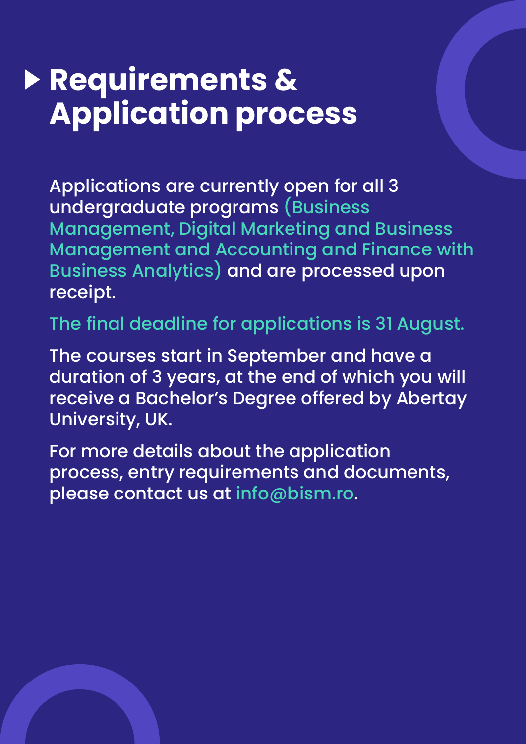# Requirements & Application process

Applications are currently open for all 3 undergraduate programs (Business Management, Digital Marketing and Business Management and Accounting and Finance with Business Analytics) and are processed upon receipt.

The final deadline for applications is 31 August.

The courses start in September and have a duration of 3 years, at the end of which you will receive a Bachelor's Degree offered by Abertay University, UK.

For more details about the application process, entry requirements and documents, please contact us at info@bism.ro.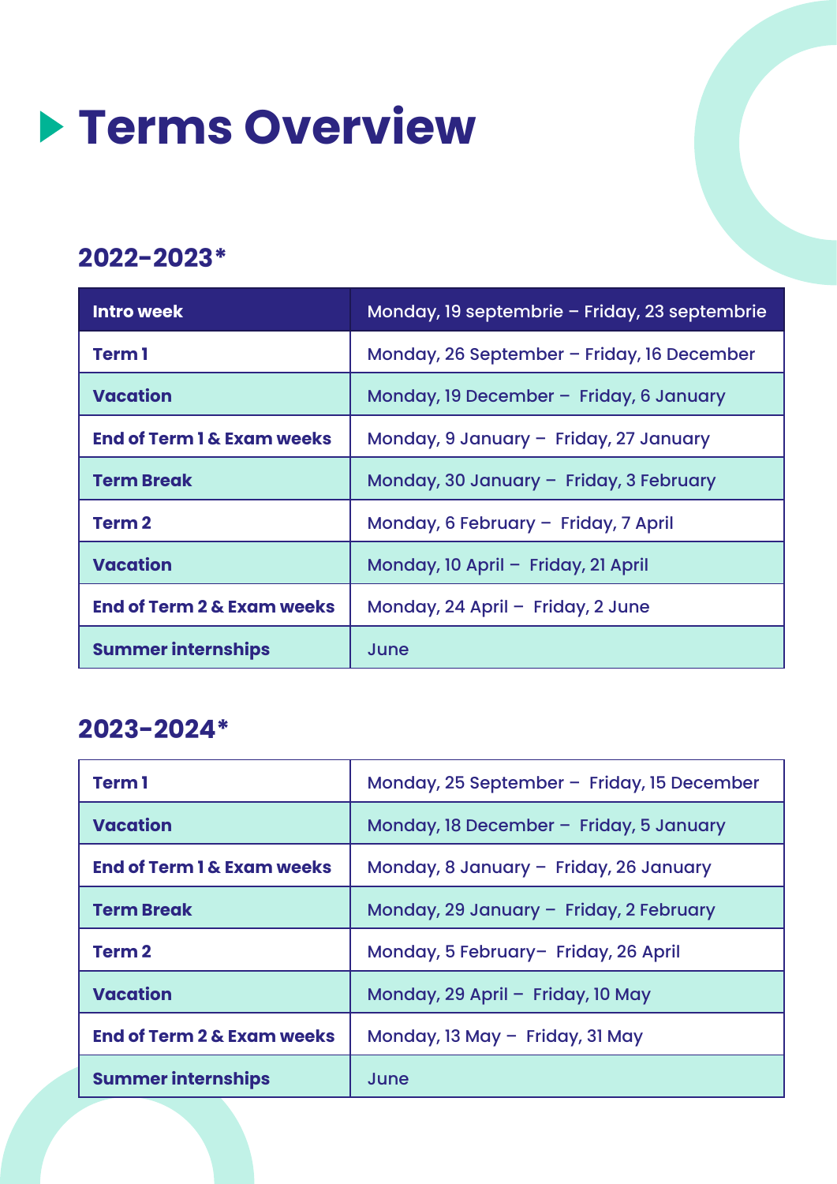# Terms Overview

## 2022-2023*

| Intro week | Monday, 19 septembrie – Friday, 23 septembrie |
|---|---|
| Term 1 | Monday, 26 September – Friday, 16 December |
| Vacation | Monday, 19 December – Friday, 6 January |
| End of Term 1 & Exam weeks | Monday, 9 January – Friday, 27 January |
| Term Break | Monday, 30 January – Friday, 3 February |
| Term 2 | Monday, 6 February – Friday, 7 April |
| Vacation | Monday, 10 April – Friday, 21 April |
| End of Term 2 & Exam weeks | Monday, 24 April – Friday, 2 June |
| Summer internships | June |

## 2023-2024*

| Term 1 | Monday, 25 September – Friday, 15 December |
|---|---|
| Vacation | Monday, 18 December – Friday, 5 January |
| End of Term 1 & Exam weeks | Monday, 8 January – Friday, 26 January |
| Term Break | Monday, 29 January – Friday, 2 February |
| Term 2 | Monday, 5 February– Friday, 26 April |
| Vacation | Monday, 29 April – Friday, 10 May |
| End of Term 2 & Exam weeks | Monday, 13 May – Friday, 31 May |
| Summer internships | June |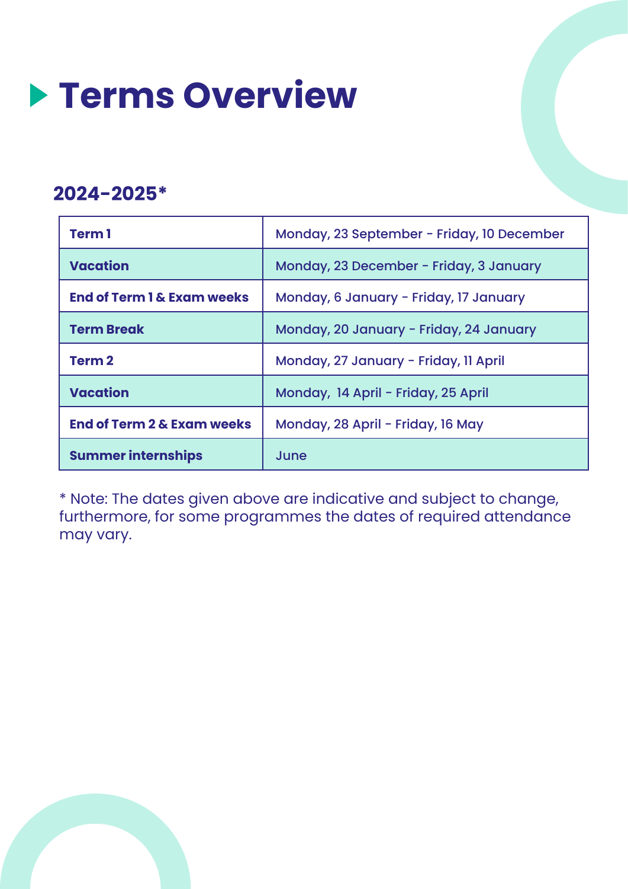# Terms Overview

## 2024-2025*

| | |
|---|---|
| **Term 1** | Monday, 23 September - Friday, 10 December |
| **Vacation** | Monday, 23 December - Friday, 3 January |
| **End of Term 1 & Exam weeks** | Monday, 6 January - Friday, 17 January |
| **Term Break** | Monday, 20 January - Friday, 24 January |
| **Term 2** | Monday, 27 January - Friday, 11 April |
| **Vacation** | Monday, 14 April - Friday, 25 April |
| **End of Term 2 & Exam weeks** | Monday, 28 April - Friday, 16 May |
| **Summer internships** | June |

* Note: The dates given above are indicative and subject to change, furthermore, for some programmes the dates of required attendance may vary.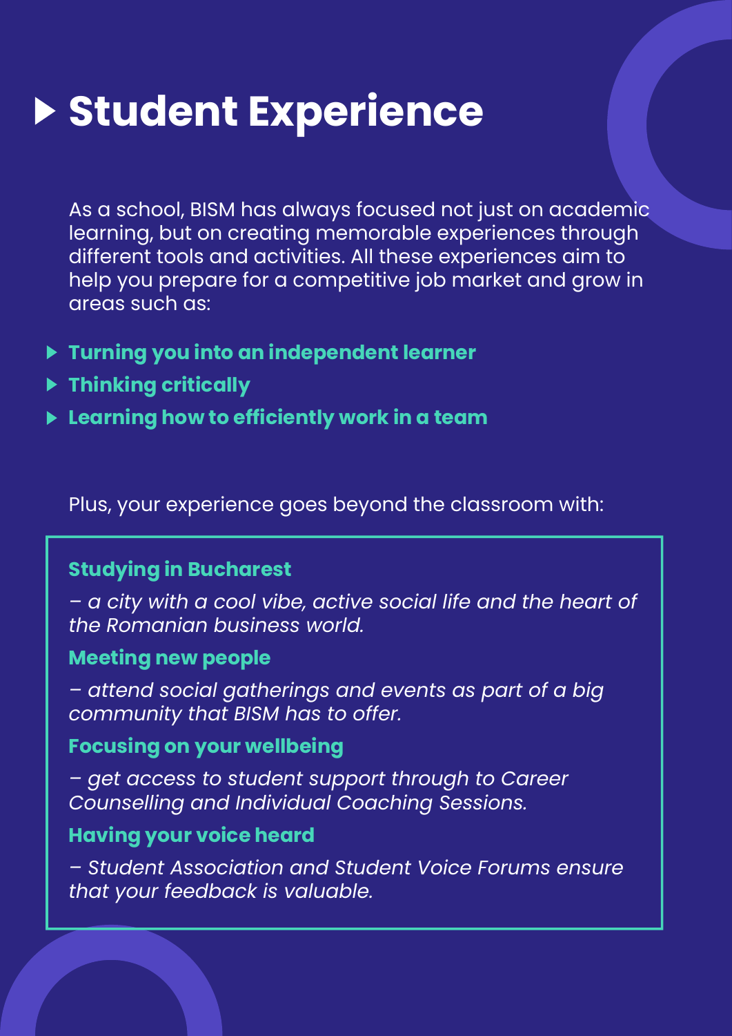# Student Experience

As a school, BISM has always focused not just on academic learning, but on creating memorable experiences through different tools and activities. All these experiences aim to help you prepare for a competitive job market and grow in areas such as:

- **Turning you into an independent learner**
- **Thinking critically**
- **Learning how to efficiently work in a team**

Plus, your experience goes beyond the classroom with:

**Studying in Bucharest**

*– a city with a cool vibe, active social life and the heart of the Romanian business world.*

**Meeting new people**

*– attend social gatherings and events as part of a big community that BISM has to offer.*

**Focusing on your wellbeing**

*– get access to student support through to Career Counselling and Individual Coaching Sessions.*

**Having your voice heard**

*– Student Association and Student Voice Forums ensure that your feedback is valuable.*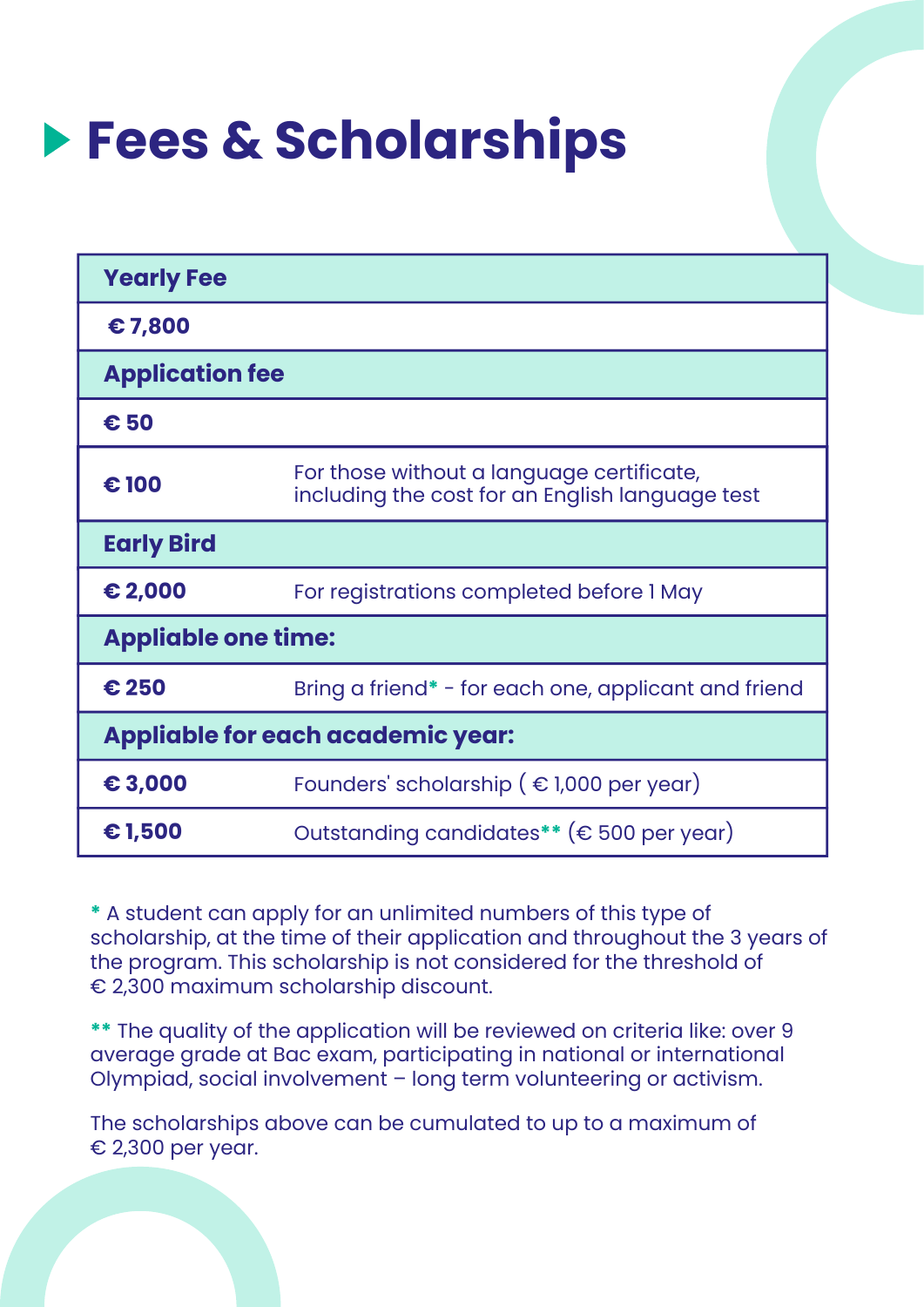# Fees & Scholarships

| **Yearly Fee** | |
|---|---|
| **€ 7,800** | |
| **Application fee** | |
| **€ 50** | |
| **€ 100** | For those without a language certificate, including the cost for an English language test |
| **Early Bird** | |
| **€ 2,000** | For registrations completed before 1 May |
| **Appliable one time:** | |
| **€ 250** | Bring a friend* - for each one, applicant and friend |
| **Appliable for each academic year:** | |
| **€ 3,000** | Founders' scholarship ( € 1,000 per year) |
| **€ 1,500** | Outstanding candidates** (€ 500 per year) |

* A student can apply for an unlimited numbers of this type of scholarship, at the time of their application and throughout the 3 years of the program. This scholarship is not considered for the threshold of € 2,300 maximum scholarship discount.

** The quality of the application will be reviewed on criteria like: over 9 average grade at Bac exam, participating in national or international Olympiad, social involvement – long term volunteering or activism.

The scholarships above can be cumulated to up to a maximum of € 2,300 per year.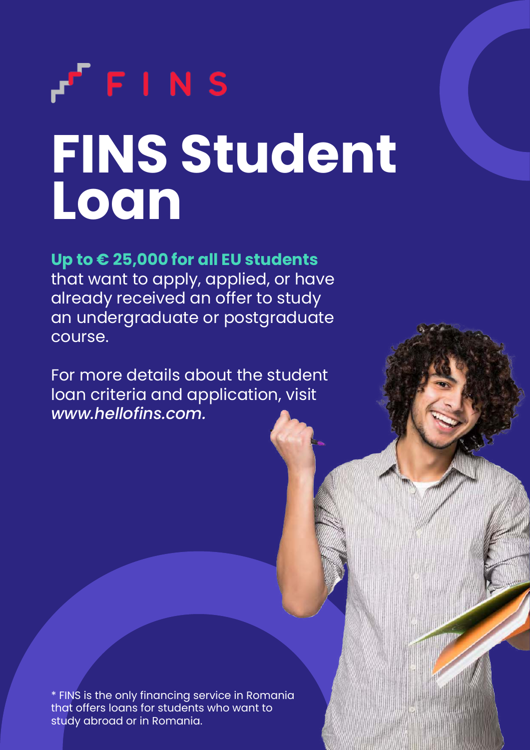FINS

# FINS Student Loan

**Up to € 25,000 for all EU students** that want to apply, applied, or have already received an offer to study an undergraduate or postgraduate course.

For more details about the student loan criteria and application, visit *www.hellofins.com.*

* FINS is the only financing service in Romania that offers loans for students who want to study abroad or in Romania.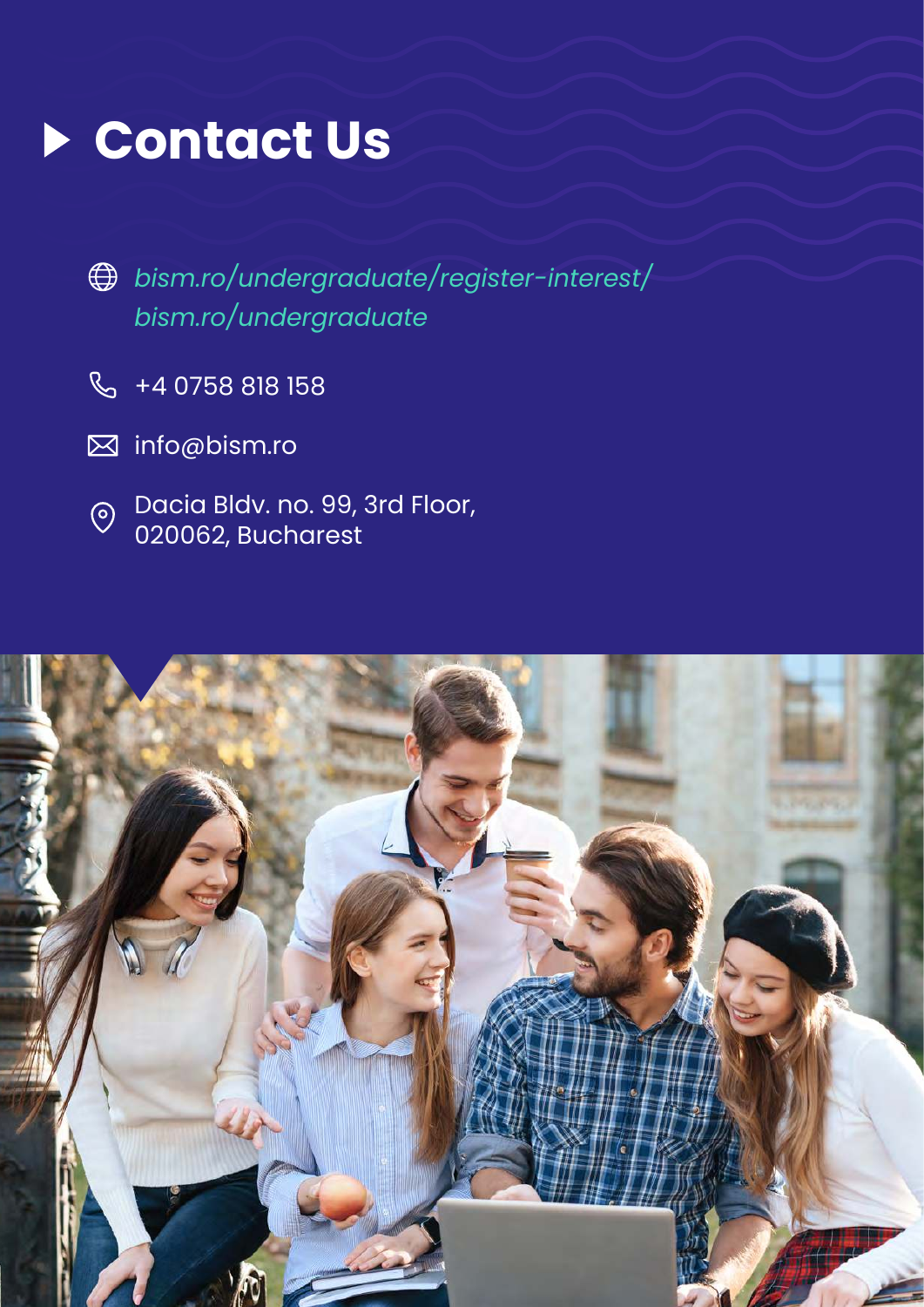# Contact Us

*bism.ro/undergraduate/register-interest/*
*bism.ro/undergraduate*

+4 0758 818 158

info@bism.ro

Dacia Bldv. no. 99, 3rd Floor,
020062, Bucharest